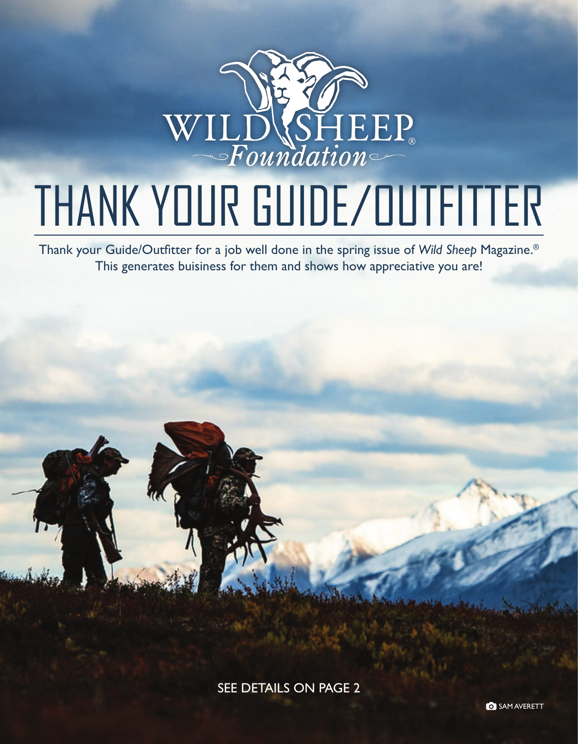WILD SHEEP® *Foundation*

# THANK YOUR GUIDE/OUTFITTER

Thank your Guide/Outfitter for a job well done in the spring issue of *Wild Sheep* Magazine.®
This generates buisiness for them and shows how appreciative you are!

SEE DETAILS ON PAGE 2

SAM AVERETT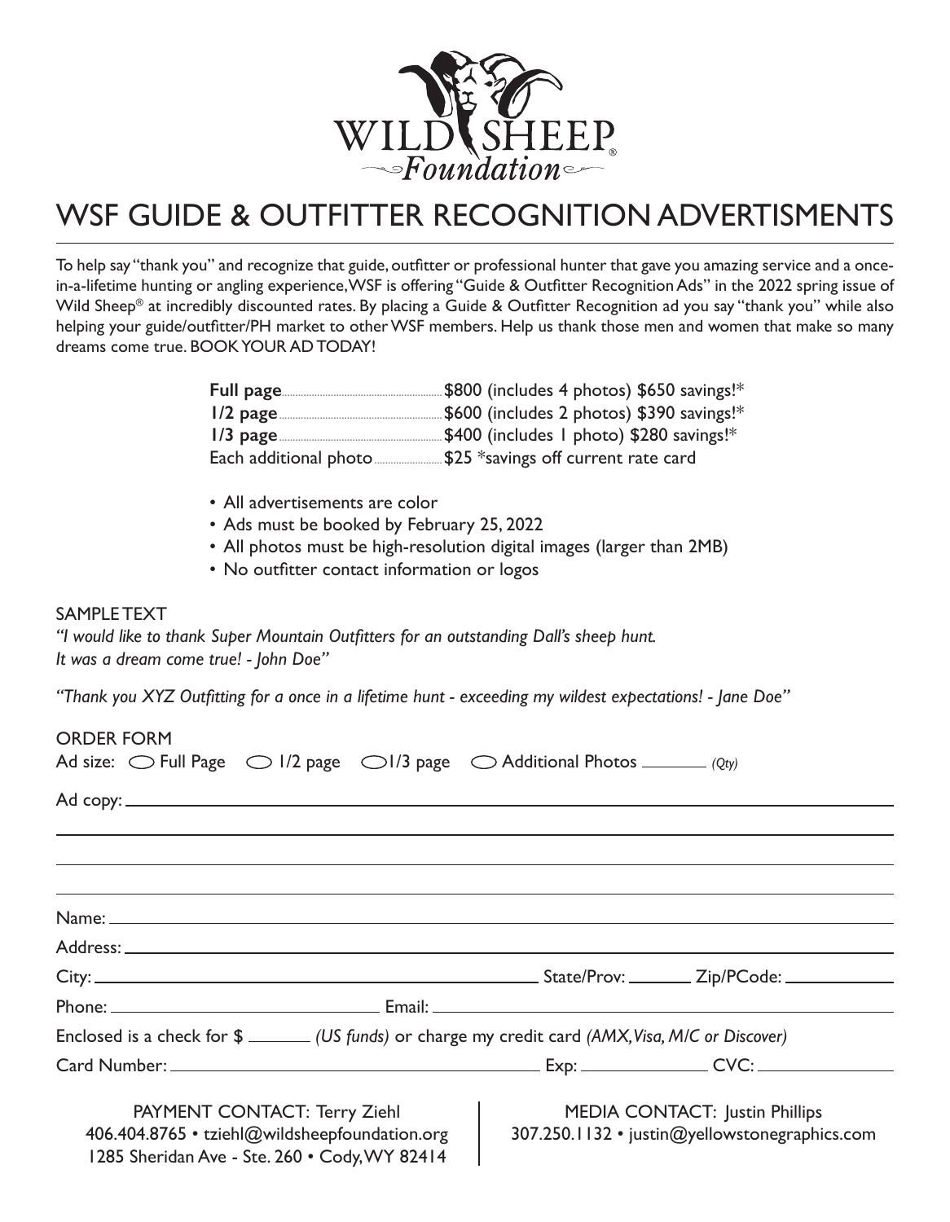# WSF GUIDE & OUTFITTER RECOGNITION ADVERTISMENTS

To help say "thank you" and recognize that guide, outfitter or professional hunter that gave you amazing service and a once-in-a-lifetime hunting or angling experience, WSF is offering "Guide & Outfitter Recognition Ads" in the 2022 spring issue of Wild Sheep® at incredibly discounted rates. By placing a Guide & Outfitter Recognition ad you say "thank you" while also helping your guide/outfitter/PH market to other WSF members. Help us thank those men and women that make so many dreams come true. BOOK YOUR AD TODAY!

**Full page**........................ $800 (includes 4 photos) $650 savings!*
**1/2 page**........................ $600 (includes 2 photos) $390 savings!*
**1/3 page**........................ $400 (includes 1 photo) $280 savings!*
Each additional photo........................ $25 *savings off current rate card

- All advertisements are color
- Ads must be booked by February 25, 2022
- All photos must be high-resolution digital images (larger than 2MB)
- No outfitter contact information or logos

SAMPLE TEXT

*"I would like to thank Super Mountain Outfitters for an outstanding Dall's sheep hunt. It was a dream come true! - John Doe"*

*"Thank you XYZ Outfitting for a once in a lifetime hunt - exceeding my wildest expectations! - Jane Doe"*

ORDER FORM

Ad size: ◯ Full Page ◯ 1/2 page ◯ 1/3 page ◯ Additional Photos ________ *(Qty)*

Ad copy: ____________________________________________

____________________________________________

____________________________________________

____________________________________________

Name: ____________________________________________

Address: ____________________________________________

City: ______________________ State/Prov: ________ Zip/PCode: ____________

Phone: ______________________ Email: ______________________

Enclosed is a check for $ ________ *(US funds)* or charge my credit card *(AMX, Visa, M/C or Discover)*

Card Number: ______________________ Exp: ____________ CVC: ____________

PAYMENT CONTACT: Terry Ziehl
406.404.8765 • tziehl@wildsheepfoundation.org
1285 Sheridan Ave - Ste. 260 • Cody, WY 82414

MEDIA CONTACT: Justin Phillips
307.250.1132 • justin@yellowstonegraphics.com